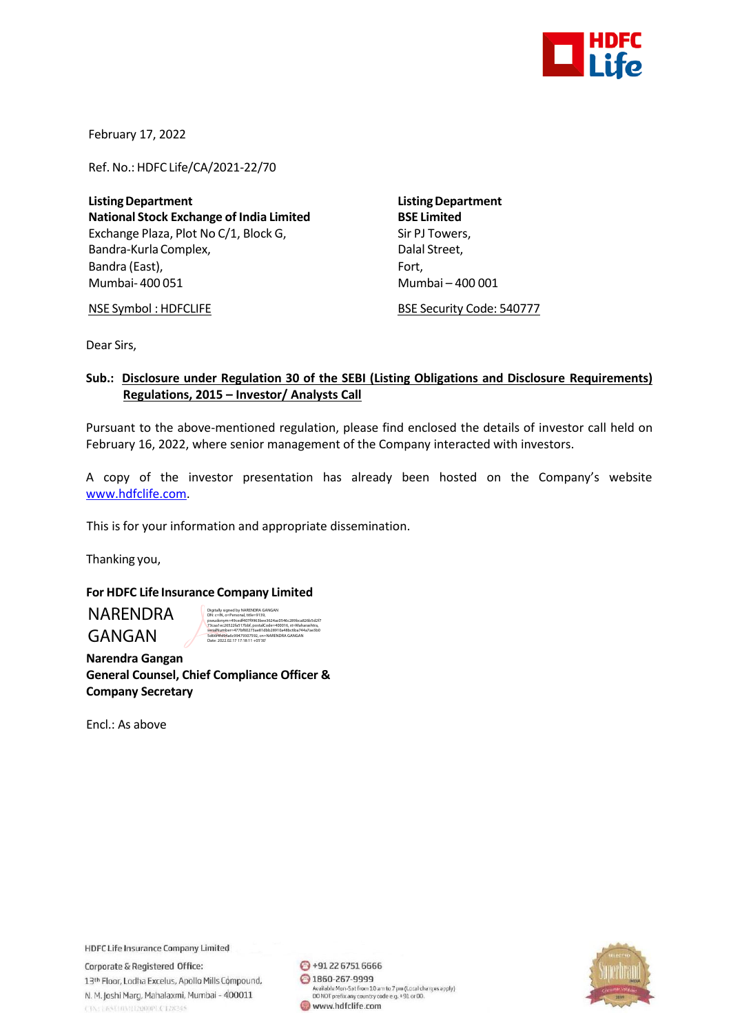February 17, 2022

Ref. No.: HDFC Life/CA/2021-22/70

**Listing Department**
**National Stock Exchange of India Limited**
Exchange Plaza, Plot No C/1, Block G,
Bandra-Kurla Complex,
Bandra (East),
Mumbai- 400 051

NSE Symbol : HDFCLIFE

**Listing Department**
**BSE Limited**
Sir PJ Towers,
Dalal Street,
Fort,
Mumbai – 400 001

BSE Security Code: 540777

Dear Sirs,

**Sub.: Disclosure under Regulation 30 of the SEBI (Listing Obligations and Disclosure Requirements) Regulations, 2015 – Investor/ Analysts Call**

Pursuant to the above-mentioned regulation, please find enclosed the details of investor call held on February 16, 2022, where senior management of the Company interacted with investors.

A copy of the investor presentation has already been hosted on the Company's website www.hdfclife.com.

This is for your information and appropriate dissemination.

Thanking you,

**For HDFC Life Insurance Company Limited**

NARENDRA GANGAN

Digitally signed by NARENDRA GANGAN
Date: 2022.02.17 17:18:11 +05'30'

**Narendra Gangan**
**General Counsel, Chief Compliance Officer & Company Secretary**

Encl.: As above

HDFC Life Insurance Company Limited
Corporate & Registered Office:
13th Floor, Lodha Excelus, Apollo Mills Compound,
N. M. Joshi Marg, Mahalaxmi, Mumbai - 400011

+91 22 6751 6666
1860-267-9999
Available Mon-Sat from 10 am to 7 pm (Local charges apply)
DO NOT prefix any country code e.g. +91 or 00.
www.hdfclife.com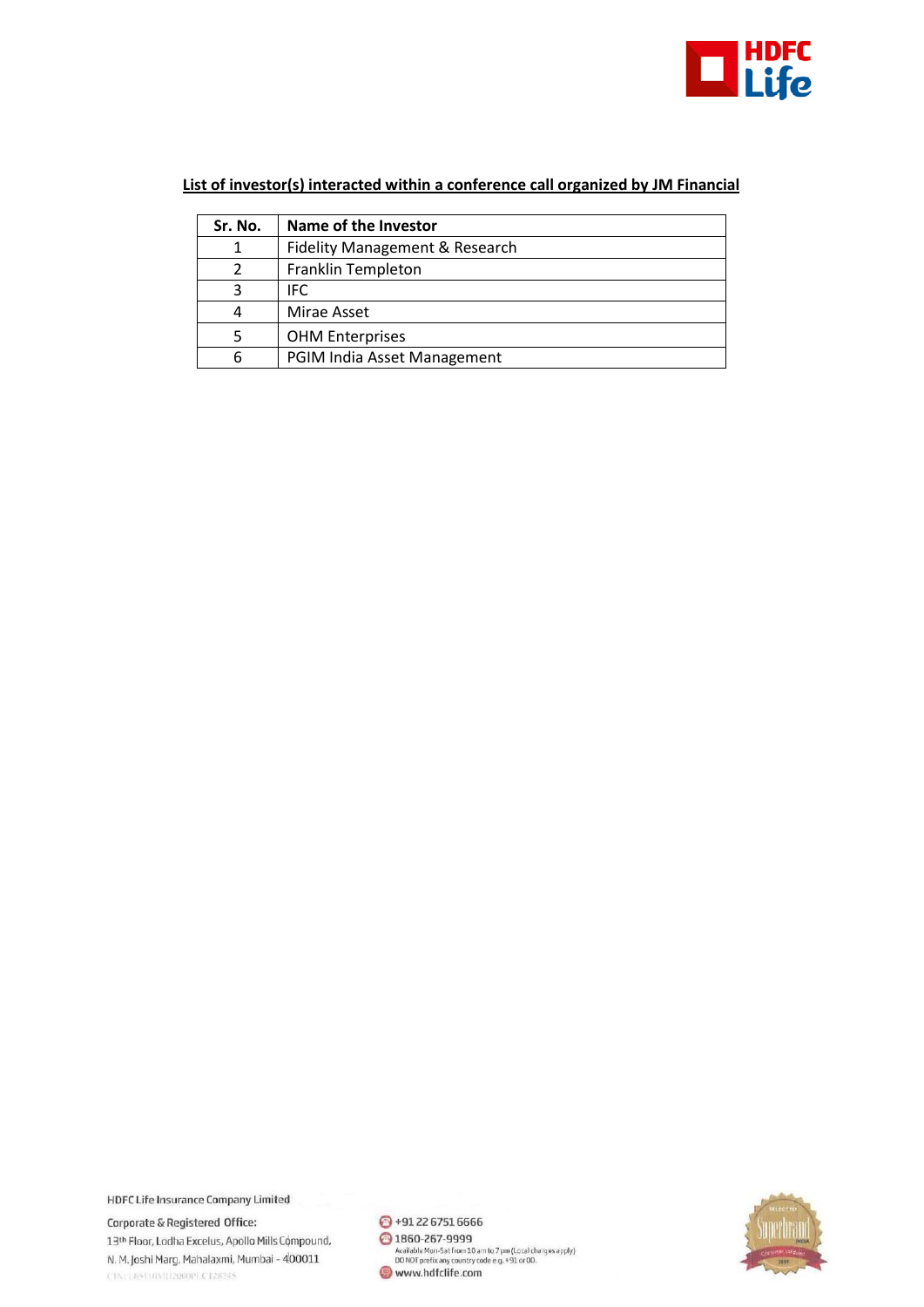**List of investor(s) interacted within a conference call organized by JM Financial**

| Sr. No. | Name of the Investor |
|---|---|
| 1 | Fidelity Management & Research |
| 2 | Franklin Templeton |
| 3 | IFC |
| 4 | Mirae Asset |
| 5 | OHM Enterprises |
| 6 | PGIM India Asset Management |